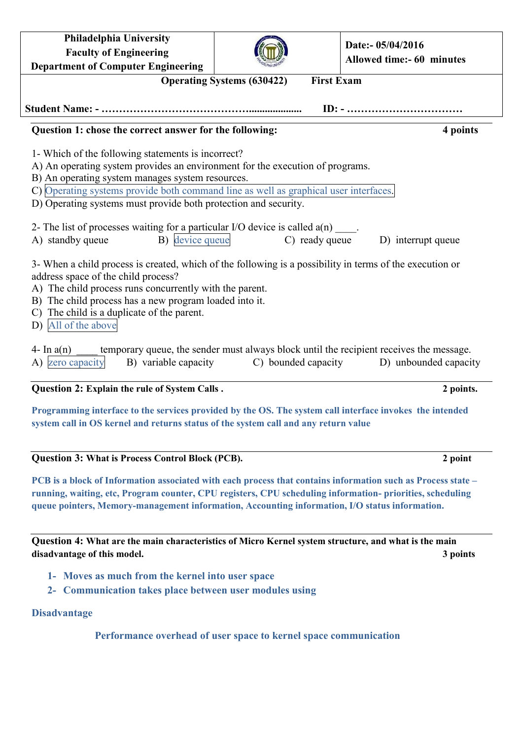| Philadelphia University<br>Faculty of Engineering<br>Department of Computer Engineering | | Date:- 05/04/2016<br>Allowed time:- 60 minutes |
|---|---|---|

**Operating Systems (630422) First Exam**

**Student Name: - …………………………………….................... ID: - ……………………………**

**Question 1: chose the correct answer for the following: 4 points**

1- Which of the following statements is incorrect?
A) An operating system provides an environment for the execution of programs.
B) An operating system manages system resources.
C) Operating systems provide both command line as well as graphical user interfaces.
D) Operating systems must provide both protection and security.

2- The list of processes waiting for a particular I/O device is called a(n) ____.
A) standby queue B) device queue C) ready queue D) interrupt queue

3- When a child process is created, which of the following is a possibility in terms of the execution or address space of the child process?
A) The child process runs concurrently with the parent.
B) The child process has a new program loaded into it.
C) The child is a duplicate of the parent.
D) All of the above

4- In a(n) ____ temporary queue, the sender must always block until the recipient receives the message.
A) zero capacity B) variable capacity C) bounded capacity D) unbounded capacity

**Question 2: Explain the rule of System Calls . 2 points.**

**Programming interface to the services provided by the OS. The system call interface invokes the intended system call in OS kernel and returns status of the system call and any return value**

**Question 3: What is Process Control Block (PCB). 2 point**

**PCB is a block of Information associated with each process that contains information such as Process state – running, waiting, etc, Program counter, CPU registers, CPU scheduling information- priorities, scheduling queue pointers, Memory-management information, Accounting information, I/O status information.**

**Question 4: What are the main characteristics of Micro Kernel system structure, and what is the main disadvantage of this model. 3 points**

1. **Moves as much from the kernel into user space**
2. **Communication takes place between user modules using**

**Disadvantage**

**Performance overhead of user space to kernel space communication**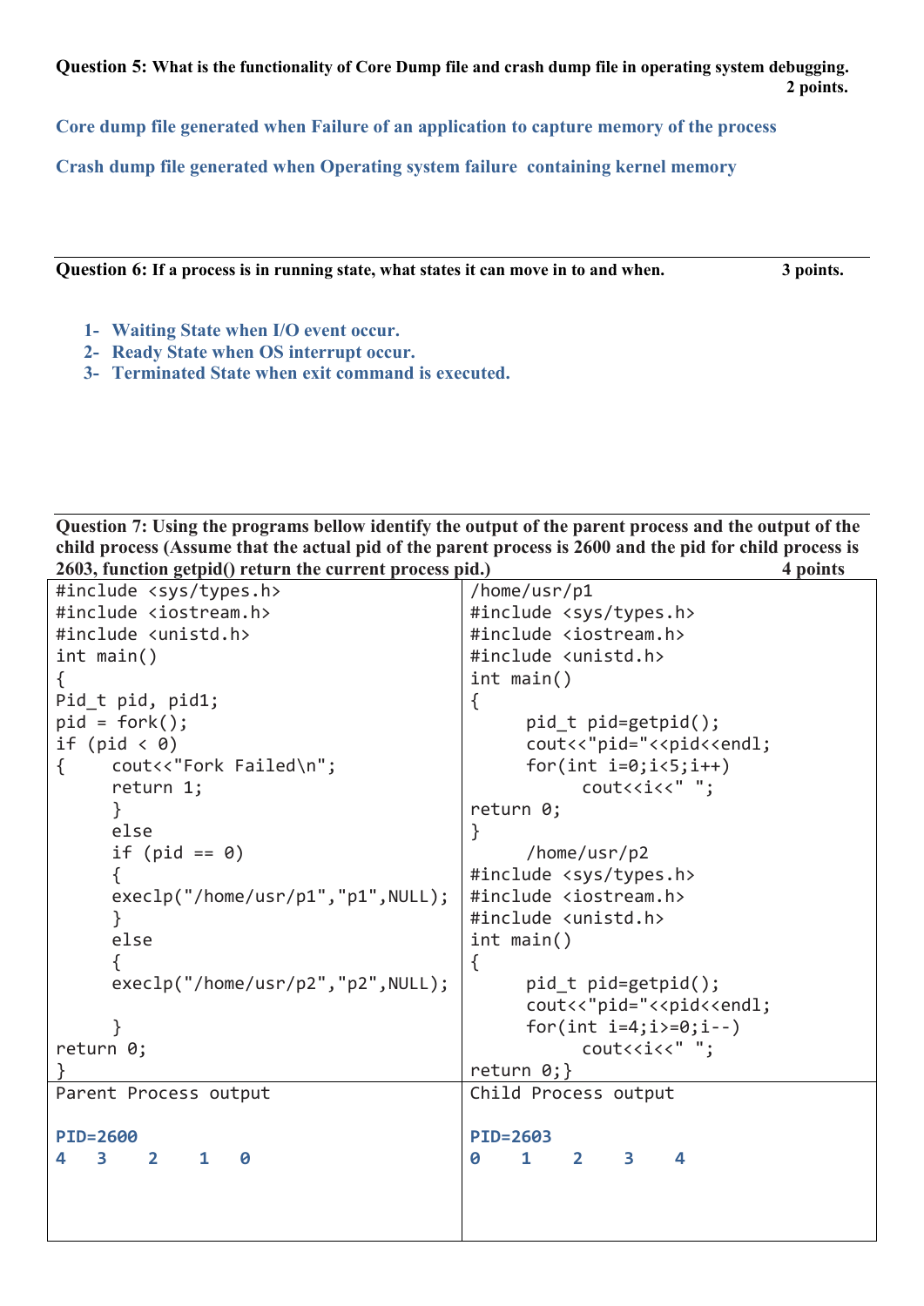**Question 5: What is the functionality of Core Dump file and crash dump file in operating system debugging.** **2 points.**

Core dump file generated when Failure of an application to capture memory of the process

Crash dump file generated when Operating system failure containing kernel memory

---

**Question 6: If a process is in running state, what states it can move in to and when.** **3 points.**

1- Waiting State when I/O event occur.
2- Ready State when OS interrupt occur.
3- Terminated State when exit command is executed.

---

**Question 7: Using the programs bellow identify the output of the parent process and the output of the child process (Assume that the actual pid of the parent process is 2600 and the pid for child process is 2603, function getpid() return the current process pid.)** **4 points**

```
#include <sys/types.h>
#include <iostream.h>
#include <unistd.h>
int main()
{
Pid_t pid, pid1;
pid = fork();
if (pid < 0)
{     cout<<"Fork Failed\n";
      return 1;
      }
      else
      if (pid == 0)
      {
      execlp("/home/usr/p1","p1",NULL);
      }
      else
      {
      execlp("/home/usr/p2","p2",NULL);

      }
return 0;
}
```

```
/home/usr/p1
#include <sys/types.h>
#include <iostream.h>
#include <unistd.h>
int main()
{
      pid_t pid=getpid();
      cout<<"pid="<<pid<<endl;
      for(int i=0;i<5;i++)
            cout<<i<<" ";
return 0;
}
      /home/usr/p2
#include <sys/types.h>
#include <iostream.h>
#include <unistd.h>
int main()
{
      pid_t pid=getpid();
      cout<<"pid="<<pid<<endl;
      for(int i=4;i>=0;i--)
            cout<<i<<" ";
return 0;}
```

| Parent Process output | Child Process output |
|---|---|
| PID=2600<br>4 3 2 1 0 | PID=2603<br>0 1 2 3 4 |